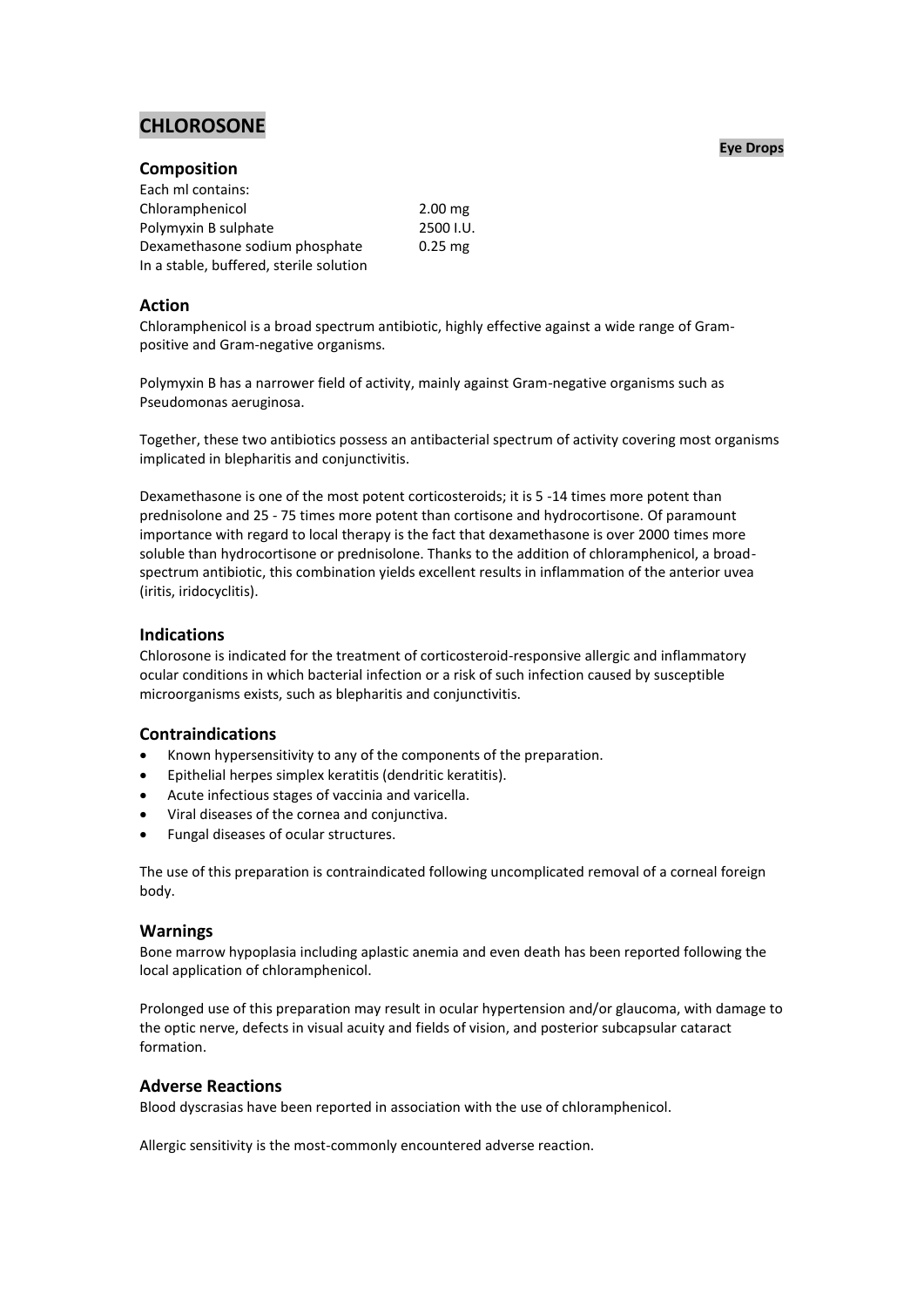# CHLOROSONE

**Eye Drops**

## Composition

Each ml contains:

| | |
|---|---|
| Chloramphenicol | 2.00 mg |
| Polymyxin B sulphate | 2500 I.U. |
| Dexamethasone sodium phosphate | 0.25 mg |

In a stable, buffered, sterile solution

## Action

Chloramphenicol is a broad spectrum antibiotic, highly effective against a wide range of Gram-positive and Gram-negative organisms.

Polymyxin B has a narrower field of activity, mainly against Gram-negative organisms such as Pseudomonas aeruginosa.

Together, these two antibiotics possess an antibacterial spectrum of activity covering most organisms implicated in blepharitis and conjunctivitis.

Dexamethasone is one of the most potent corticosteroids; it is 5 -14 times more potent than prednisolone and 25 - 75 times more potent than cortisone and hydrocortisone. Of paramount importance with regard to local therapy is the fact that dexamethasone is over 2000 times more soluble than hydrocortisone or prednisolone. Thanks to the addition of chloramphenicol, a broad-spectrum antibiotic, this combination yields excellent results in inflammation of the anterior uvea (iritis, iridocyclitis).

## Indications

Chlorosone is indicated for the treatment of corticosteroid-responsive allergic and inflammatory ocular conditions in which bacterial infection or a risk of such infection caused by susceptible microorganisms exists, such as blepharitis and conjunctivitis.

## Contraindications

- Known hypersensitivity to any of the components of the preparation.
- Epithelial herpes simplex keratitis (dendritic keratitis).
- Acute infectious stages of vaccinia and varicella.
- Viral diseases of the cornea and conjunctiva.
- Fungal diseases of ocular structures.

The use of this preparation is contraindicated following uncomplicated removal of a corneal foreign body.

## Warnings

Bone marrow hypoplasia including aplastic anemia and even death has been reported following the local application of chloramphenicol.

Prolonged use of this preparation may result in ocular hypertension and/or glaucoma, with damage to the optic nerve, defects in visual acuity and fields of vision, and posterior subcapsular cataract formation.

## Adverse Reactions

Blood dyscrasias have been reported in association with the use of chloramphenicol.

Allergic sensitivity is the most-commonly encountered adverse reaction.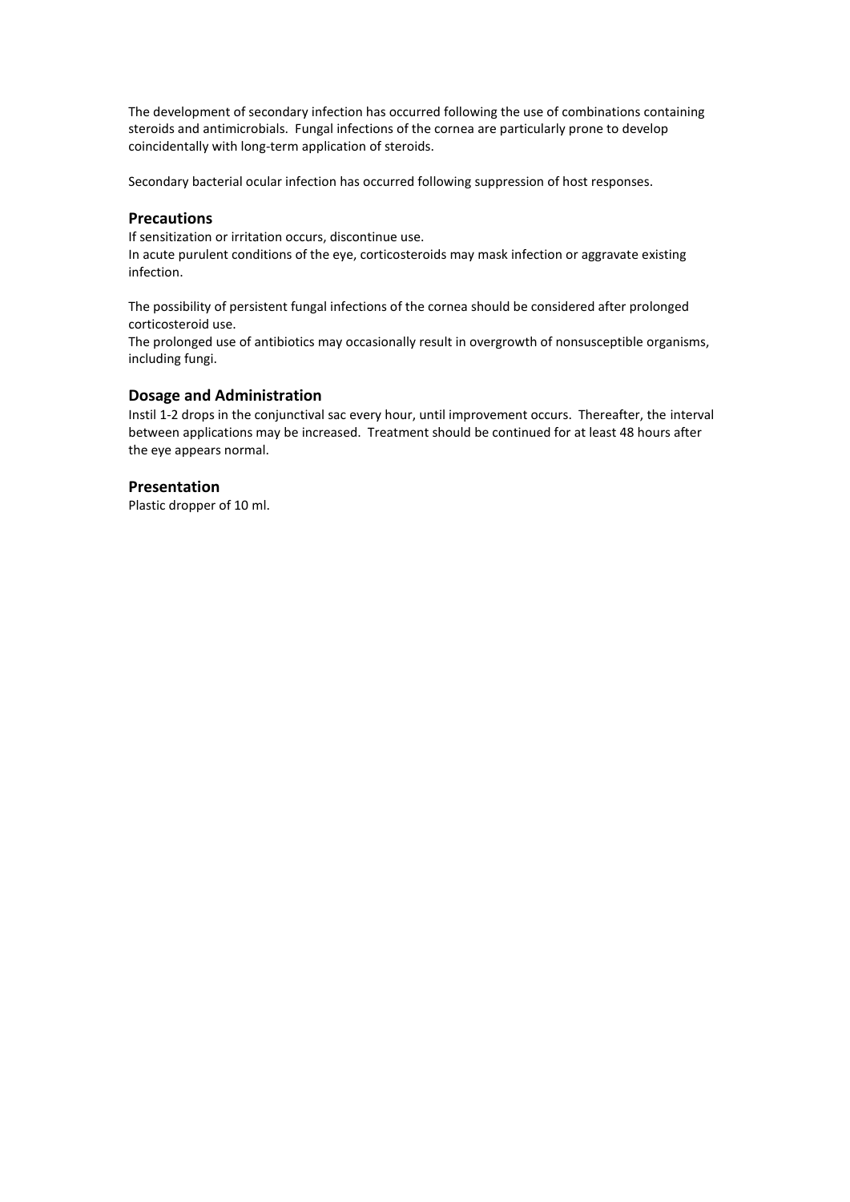The development of secondary infection has occurred following the use of combinations containing steroids and antimicrobials. Fungal infections of the cornea are particularly prone to develop coincidentally with long-term application of steroids.

Secondary bacterial ocular infection has occurred following suppression of host responses.

## Precautions

If sensitization or irritation occurs, discontinue use.
In acute purulent conditions of the eye, corticosteroids may mask infection or aggravate existing infection.

The possibility of persistent fungal infections of the cornea should be considered after prolonged corticosteroid use.
The prolonged use of antibiotics may occasionally result in overgrowth of nonsusceptible organisms, including fungi.

## Dosage and Administration

Instil 1-2 drops in the conjunctival sac every hour, until improvement occurs. Thereafter, the interval between applications may be increased. Treatment should be continued for at least 48 hours after the eye appears normal.

## Presentation

Plastic dropper of 10 ml.